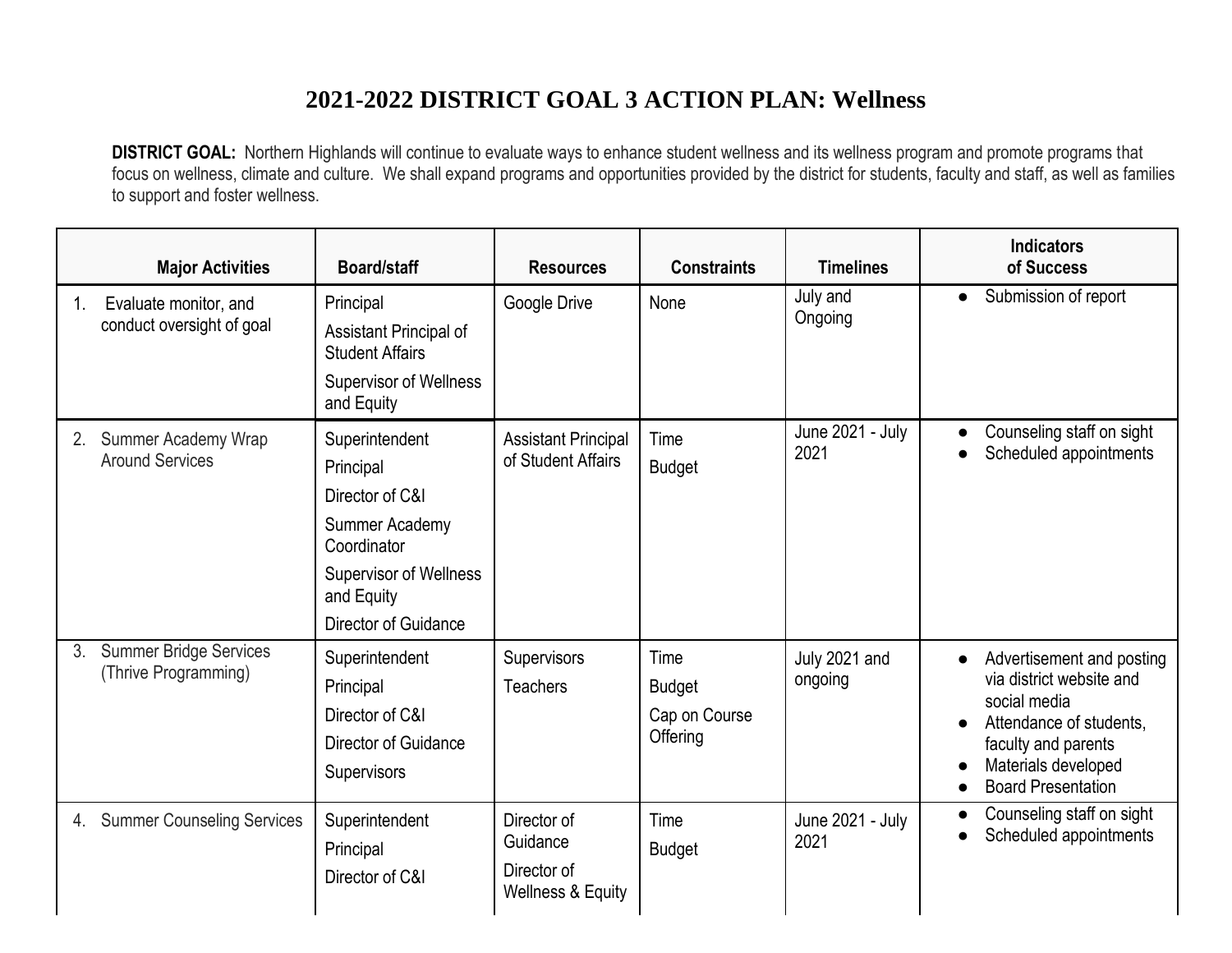# 2021-2022 DISTRICT GOAL 3 ACTION PLAN: Wellness

**DISTRICT GOAL:** Northern Highlands will continue to evaluate ways to enhance student wellness and its wellness program and promote programs that focus on wellness, climate and culture. We shall expand programs and opportunities provided by the district for students, faculty and staff, as well as families to support and foster wellness.

| Major Activities | Board/staff | Resources | Constraints | Timelines | Indicators of Success |
|---|---|---|---|---|---|
| 1. Evaluate monitor, and conduct oversight of goal | Principal<br>Assistant Principal of Student Affairs<br>Supervisor of Wellness and Equity | Google Drive | None | July and Ongoing | ● Submission of report |
| 2. Summer Academy Wrap Around Services | Superintendent<br>Principal<br>Director of C&I<br>Summer Academy Coordinator<br>Supervisor of Wellness and Equity<br>Director of Guidance | Assistant Principal of Student Affairs | Time<br>Budget | June 2021 - July 2021 | ● Counseling staff on sight<br>● Scheduled appointments |
| 3. Summer Bridge Services (Thrive Programming) | Superintendent<br>Principal<br>Director of C&I<br>Director of Guidance<br>Supervisors | Supervisors<br>Teachers | Time<br>Budget<br>Cap on Course Offering | July 2021 and ongoing | ● Advertisement and posting via district website and social media<br>● Attendance of students, faculty and parents<br>● Materials developed<br>● Board Presentation |
| 4. Summer Counseling Services | Superintendent<br>Principal<br>Director of C&I | Director of Guidance<br>Director of Wellness & Equity | Time<br>Budget | June 2021 - July 2021 | ● Counseling staff on sight<br>● Scheduled appointments |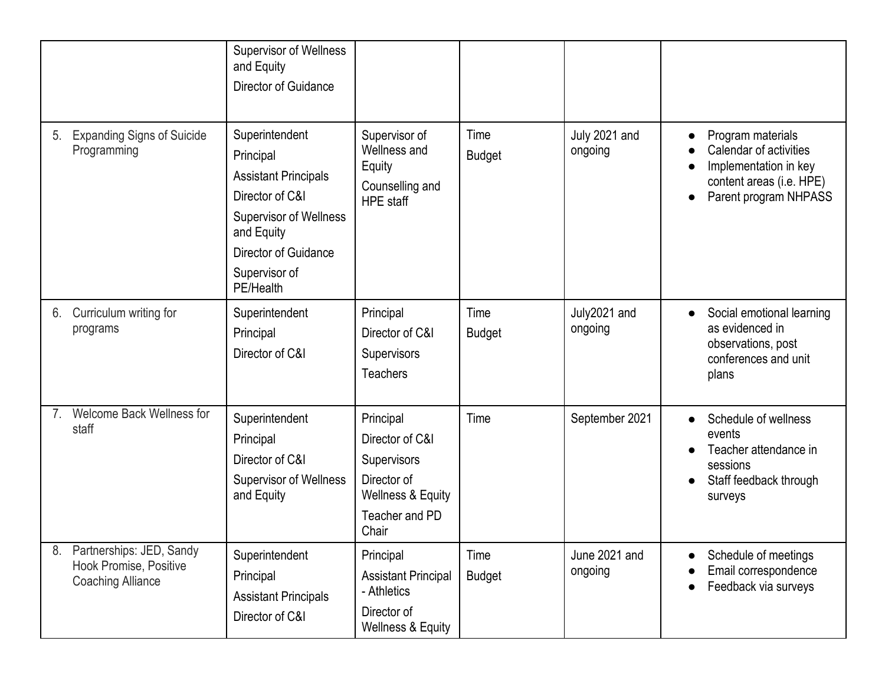| | | | | | |
|---|---|---|---|---|---|
| | Supervisor of Wellness and Equity<br>Director of Guidance | | | | |
| 5. Expanding Signs of Suicide Programming | Superintendent<br>Principal<br>Assistant Principals<br>Director of C&I<br>Supervisor of Wellness and Equity<br>Director of Guidance<br>Supervisor of PE/Health | Supervisor of Wellness and Equity<br>Counselling and HPE staff | Time<br>Budget | July 2021 and ongoing | ● Program materials<br>● Calendar of activities<br>● Implementation in key content areas (i.e. HPE)<br>● Parent program NHPASS |
| 6. Curriculum writing for programs | Superintendent<br>Principal<br>Director of C&I | Principal<br>Director of C&I<br>Supervisors<br>Teachers | Time<br>Budget | July2021 and ongoing | ● Social emotional learning as evidenced in observations, post conferences and unit plans |
| 7. Welcome Back Wellness for staff | Superintendent<br>Principal<br>Director of C&I<br>Supervisor of Wellness and Equity | Principal<br>Director of C&I<br>Supervisors<br>Director of Wellness & Equity<br>Teacher and PD Chair | Time | September 2021 | ● Schedule of wellness events<br>● Teacher attendance in sessions<br>● Staff feedback through surveys |
| 8. Partnerships: JED, Sandy Hook Promise, Positive Coaching Alliance | Superintendent<br>Principal<br>Assistant Principals<br>Director of C&I | Principal<br>Assistant Principal - Athletics<br>Director of Wellness & Equity | Time<br>Budget | June 2021 and ongoing | ● Schedule of meetings<br>● Email correspondence<br>● Feedback via surveys |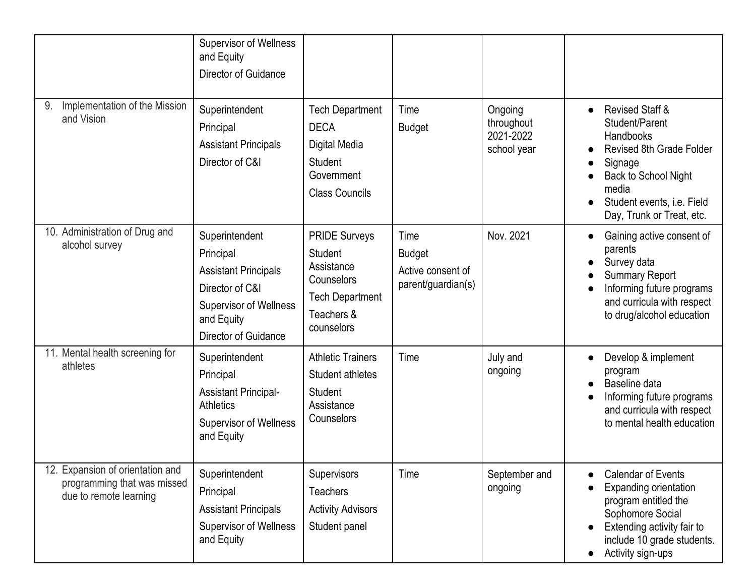|  |  |  |  |  |  |
|---|---|---|---|---|---|
|  | Supervisor of Wellness and Equity<br>Director of Guidance |  |  |  |  |
| 9. Implementation of the Mission and Vision | Superintendent<br>Principal<br>Assistant Principals<br>Director of C&I | Tech Department<br>DECA<br>Digital Media<br>Student Government<br>Class Councils | Time<br>Budget | Ongoing throughout 2021-2022 school year | ● Revised Staff & Student/Parent Handbooks<br>● Revised 8th Grade Folder<br>● Signage<br>● Back to School Night media<br>● Student events, i.e. Field Day, Trunk or Treat, etc. |
| 10. Administration of Drug and alcohol survey | Superintendent<br>Principal<br>Assistant Principals<br>Director of C&I<br>Supervisor of Wellness and Equity<br>Director of Guidance | PRIDE Surveys<br>Student Assistance Counselors<br>Tech Department<br>Teachers & counselors | Time<br>Budget<br>Active consent of parent/guardian(s) | Nov. 2021 | ● Gaining active consent of parents<br>● Survey data<br>● Summary Report<br>● Informing future programs and curricula with respect to drug/alcohol education |
| 11. Mental health screening for athletes | Superintendent<br>Principal<br>Assistant Principal-Athletics<br>Supervisor of Wellness and Equity | Athletic Trainers<br>Student athletes<br>Student Assistance Counselors | Time | July and ongoing | ● Develop & implement program<br>● Baseline data<br>● Informing future programs and curricula with respect to mental health education |
| 12. Expansion of orientation and programming that was missed due to remote learning | Superintendent<br>Principal<br>Assistant Principals<br>Supervisor of Wellness and Equity | Supervisors<br>Teachers<br>Activity Advisors<br>Student panel | Time | September and ongoing | ● Calendar of Events<br>● Expanding orientation program entitled the Sophomore Social<br>● Extending activity fair to include 10 grade students.<br>● Activity sign-ups |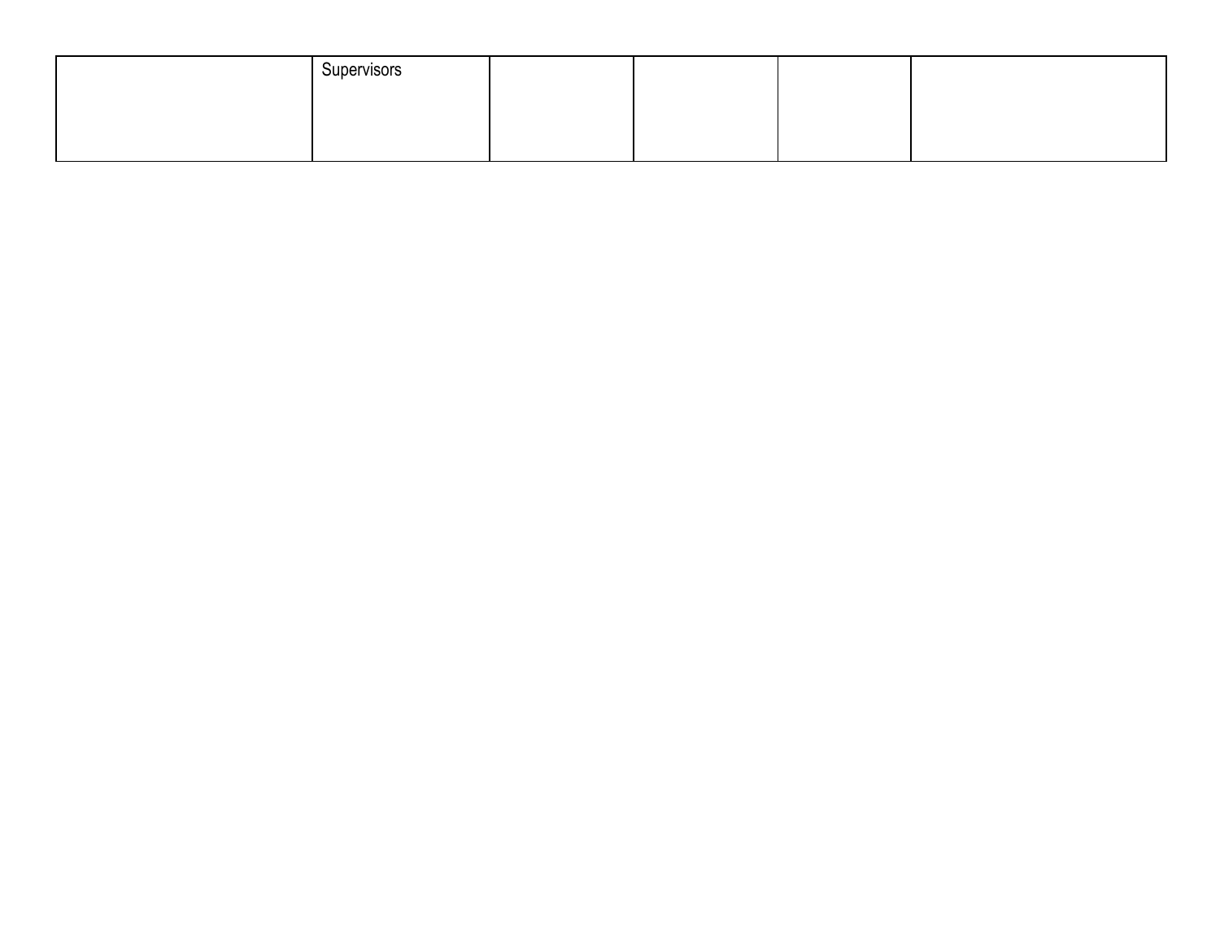| | | | | | |
|---|---|---|---|---|---|
| | Supervisors | | | | |